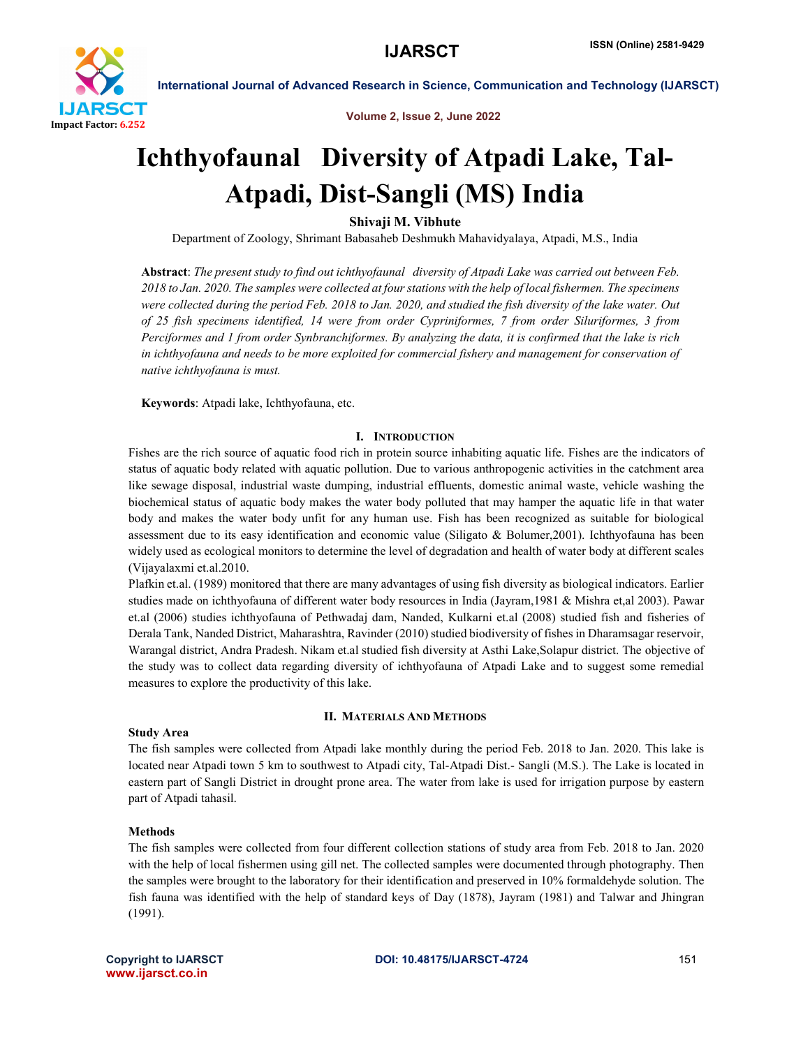# Ichthyofaunal Diversity of Atpadi Lake, Tal-Atpadi, Dist-Sangli (MS) India

**Shivaji M. Vibhute**

Department of Zoology, Shrimant Babasaheb Deshmukh Mahavidyalaya, Atpadi, M.S., India

**Abstract**: *The present study to find out ichthyofaunal diversity of Atpadi Lake was carried out between Feb. 2018 to Jan. 2020. The samples were collected at four stations with the help of local fishermen. The specimens were collected during the period Feb. 2018 to Jan. 2020, and studied the fish diversity of the lake water. Out of 25 fish specimens identified, 14 were from order Cypriniformes, 7 from order Siluriformes, 3 from Perciformes and 1 from order Synbranchiformes. By analyzing the data, it is confirmed that the lake is rich in ichthyofauna and needs to be more exploited for commercial fishery and management for conservation of native ichthyofauna is must.*

**Keywords**: Atpadi lake, Ichthyofauna, etc.

## I. Introduction

Fishes are the rich source of aquatic food rich in protein source inhabiting aquatic life. Fishes are the indicators of status of aquatic body related with aquatic pollution. Due to various anthropogenic activities in the catchment area like sewage disposal, industrial waste dumping, industrial effluents, domestic animal waste, vehicle washing the biochemical status of aquatic body makes the water body polluted that may hamper the aquatic life in that water body and makes the water body unfit for any human use. Fish has been recognized as suitable for biological assessment due to its easy identification and economic value (Siligato & Bolumer,2001). Ichthyofauna has been widely used as ecological monitors to determine the level of degradation and health of water body at different scales (Vijayalaxmi et.al.2010.

Plafkin et.al. (1989) monitored that there are many advantages of using fish diversity as biological indicators. Earlier studies made on ichthyofauna of different water body resources in India (Jayram,1981 & Mishra et,al 2003). Pawar et.al (2006) studies ichthyofauna of Pethwadaj dam, Nanded, Kulkarni et.al (2008) studied fish and fisheries of Derala Tank, Nanded District, Maharashtra, Ravinder (2010) studied biodiversity of fishes in Dharamsagar reservoir, Warangal district, Andra Pradesh. Nikam et.al studied fish diversity at Asthi Lake,Solapur district. The objective of the study was to collect data regarding diversity of ichthyofauna of Atpadi Lake and to suggest some remedial measures to explore the productivity of this lake.

## II. Materials And Methods

### Study Area

The fish samples were collected from Atpadi lake monthly during the period Feb. 2018 to Jan. 2020. This lake is located near Atpadi town 5 km to southwest to Atpadi city, Tal-Atpadi Dist.- Sangli (M.S.). The Lake is located in eastern part of Sangli District in drought prone area. The water from lake is used for irrigation purpose by eastern part of Atpadi tahasil.

### Methods

The fish samples were collected from four different collection stations of study area from Feb. 2018 to Jan. 2020 with the help of local fishermen using gill net. The collected samples were documented through photography. Then the samples were brought to the laboratory for their identification and preserved in 10% formaldehyde solution. The fish fauna was identified with the help of standard keys of Day (1878), Jayram (1981) and Talwar and Jhingran (1991).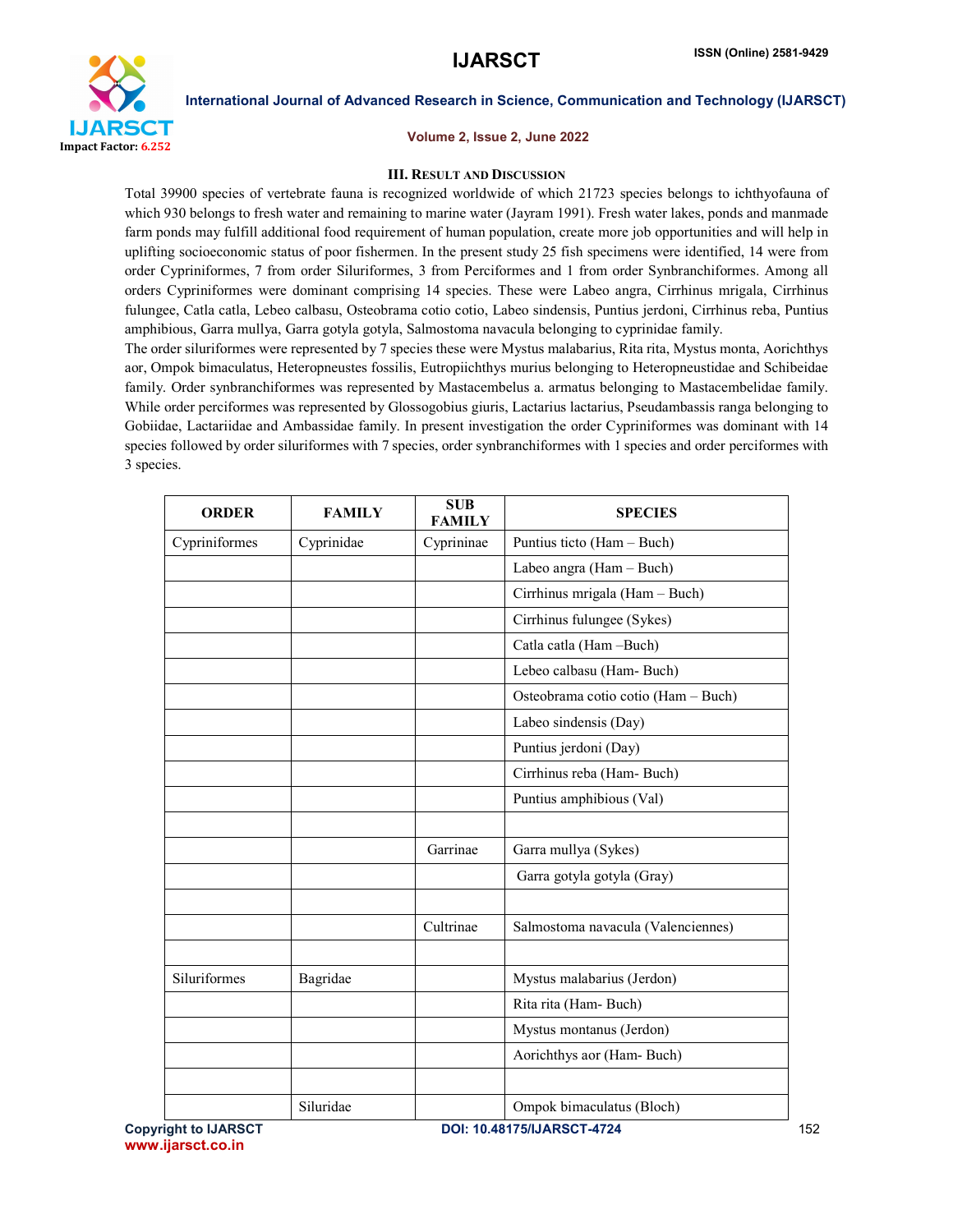### III. Result and Discussion

Total 39900 species of vertebrate fauna is recognized worldwide of which 21723 species belongs to ichthyofauna of which 930 belongs to fresh water and remaining to marine water (Jayram 1991). Fresh water lakes, ponds and manmade farm ponds may fulfill additional food requirement of human population, create more job opportunities and will help in uplifting socioeconomic status of poor fishermen. In the present study 25 fish specimens were identified, 14 were from order Cypriniformes, 7 from order Siluriformes, 3 from Perciformes and 1 from order Synbranchiformes. Among all orders Cypriniformes were dominant comprising 14 species. These were Labeo angra, Cirrhinus mrigala, Cirrhinus fulungee, Catla catla, Lebeo calbasu, Osteobrama cotio cotio, Labeo sindensis, Puntius jerdoni, Cirrhinus reba, Puntius amphibious, Garra mullya, Garra gotyla gotyla, Salmostoma navacula belonging to cyprinidae family.

The order siluriformes were represented by 7 species these were Mystus malabarius, Rita rita, Mystus monta, Aorichthys aor, Ompok bimaculatus, Heteropneustes fossilis, Eutropiichthys murius belonging to Heteropneustidae and Schibeidae family. Order synbranchiformes was represented by Mastacembelus a. armatus belonging to Mastacembelidae family. While order perciformes was represented by Glossogobius giuris, Lactarius lactarius, Pseudambassis ranga belonging to Gobiidae, Lactariidae and Ambassidae family. In present investigation the order Cypriniformes was dominant with 14 species followed by order siluriformes with 7 species, order synbranchiformes with 1 species and order perciformes with 3 species.

| ORDER | FAMILY | SUB FAMILY | SPECIES |
|---|---|---|---|
| Cypriniformes | Cyprinidae | Cyprininae | Puntius ticto (Ham – Buch) |
| | | | Labeo angra (Ham – Buch) |
| | | | Cirrhinus mrigala (Ham – Buch) |
| | | | Cirrhinus fulungee (Sykes) |
| | | | Catla catla (Ham –Buch) |
| | | | Lebeo calbasu (Ham- Buch) |
| | | | Osteobrama cotio cotio (Ham – Buch) |
| | | | Labeo sindensis (Day) |
| | | | Puntius jerdoni (Day) |
| | | | Cirrhinus reba (Ham- Buch) |
| | | | Puntius amphibious (Val) |
| | | | |
| | | Garrinae | Garra mullya (Sykes) |
| | | | Garra gotyla gotyla (Gray) |
| | | | |
| | | Cultrinae | Salmostoma navacula (Valenciennes) |
| | | | |
| Siluriformes | Bagridae | | Mystus malabarius (Jerdon) |
| | | | Rita rita (Ham- Buch) |
| | | | Mystus montanus (Jerdon) |
| | | | Aorichthys aor (Ham- Buch) |
| | | | |
| | Siluridae | | Ompok bimaculatus (Bloch) |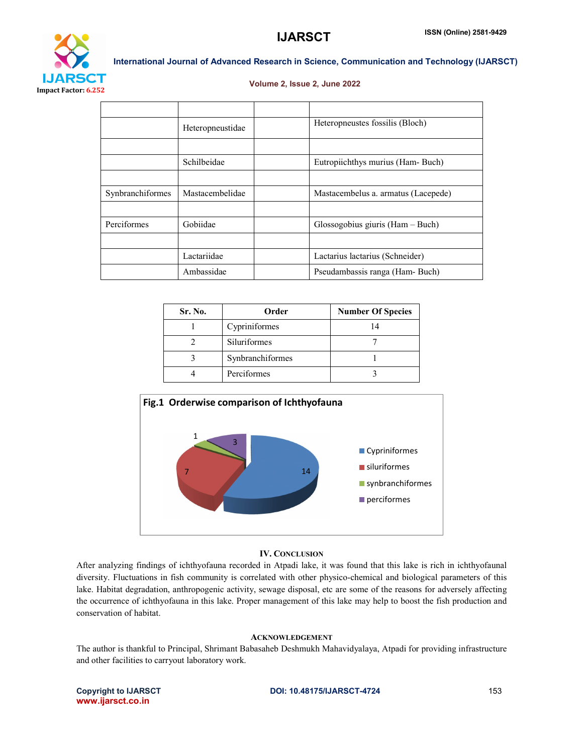| | | | |
|---|---|---|---|
| | | | |
| | Heteropneustidae | | Heteropneustes fossilis (Bloch) |
| | | | |
| | Schilbeidae | | Eutropiichthys murius (Ham- Buch) |
| | | | |
| Synbranchiformes | Mastacembelidae | | Mastacembelus a. armatus (Lacepede) |
| | | | |
| Perciformes | Gobiidae | | Glossogobius giuris (Ham – Buch) |
| | | | |
| | Lactariidae | | Lactarius lactarius (Schneider) |
| | Ambassidae | | Pseudambassis ranga (Ham- Buch) |

| Sr. No. | Order | Number Of Species |
|---|---|---|
| 1 | Cypriniformes | 14 |
| 2 | Siluriformes | 7 |
| 3 | Synbranchiformes | 1 |
| 4 | Perciformes | 3 |

**Fig.1 Orderwise comparison of Ichthyofauna**

| Order | Number of species |
|---|---|
| Cypriniformes | 14 |
| siluriformes | 7 |
| synbranchiformes | 1 |
| perciformes | 3 |

## IV. Conclusion

After analyzing findings of ichthyofauna recorded in Atpadi lake, it was found that this lake is rich in ichthyofaunal diversity. Fluctuations in fish community is correlated with other physico-chemical and biological parameters of this lake. Habitat degradation, anthropogenic activity, sewage disposal, etc are some of the reasons for adversely affecting the occurrence of ichthyofauna in this lake. Proper management of this lake may help to boost the fish production and conservation of habitat.

## Acknowledgement

The author is thankful to Principal, Shrimant Babasaheb Deshmukh Mahavidyalaya, Atpadi for providing infrastructure and other facilities to carryout laboratory work.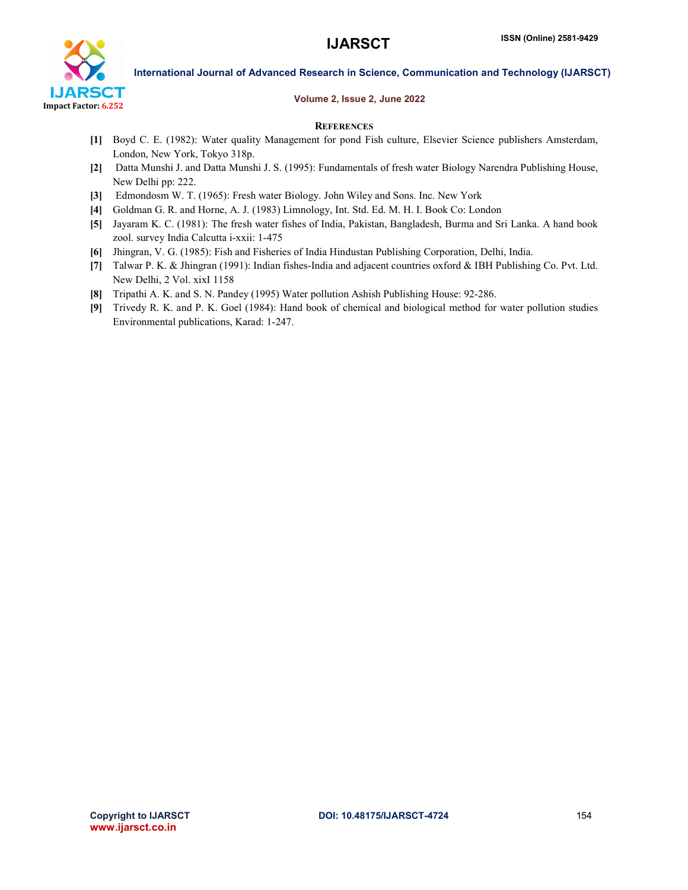## References

[1] Boyd C. E. (1982): Water quality Management for pond Fish culture, Elsevier Science publishers Amsterdam, London, New York, Tokyo 318p.

[2] Datta Munshi J. and Datta Munshi J. S. (1995): Fundamentals of fresh water Biology Narendra Publishing House, New Delhi pp: 222.

[3] Edmondosm W. T. (1965): Fresh water Biology. John Wiley and Sons. Inc. New York

[4] Goldman G. R. and Horne, A. J. (1983) Limnology, Int. Std. Ed. M. H. I. Book Co: London

[5] Jayaram K. C. (1981): The fresh water fishes of India, Pakistan, Bangladesh, Burma and Sri Lanka. A hand book zool. survey India Calcutta i-xxii: 1-475

[6] Jhingran, V. G. (1985): Fish and Fisheries of India Hindustan Publishing Corporation, Delhi, India.

[7] Talwar P. K. & Jhingran (1991): Indian fishes-India and adjacent countries oxford & IBH Publishing Co. Pvt. Ltd. New Delhi, 2 Vol. xixI 1158

[8] Tripathi A. K. and S. N. Pandey (1995) Water pollution Ashish Publishing House: 92-286.

[9] Trivedy R. K. and P. K. Goel (1984): Hand book of chemical and biological method for water pollution studies Environmental publications, Karad: 1-247.